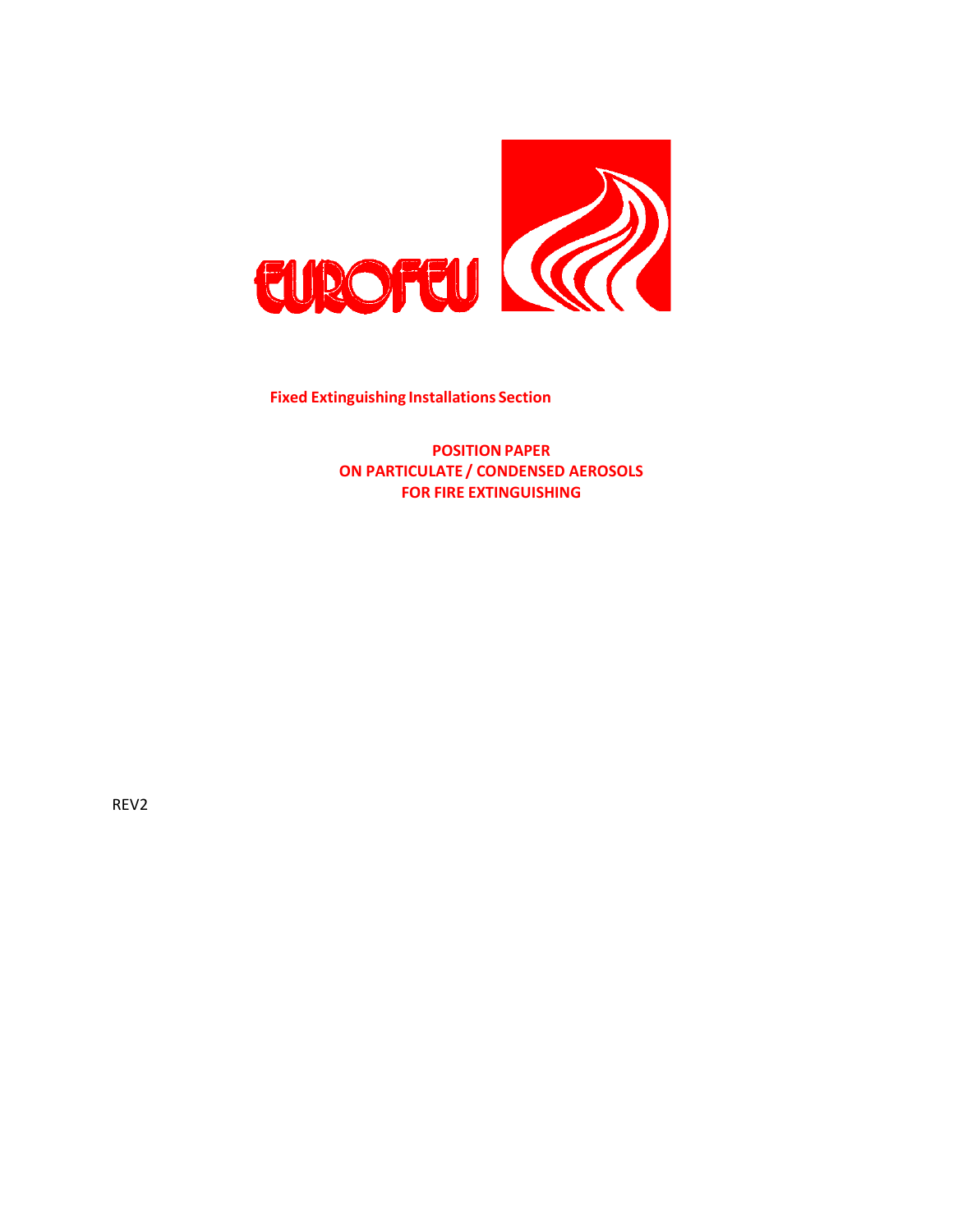EUROFEU

**Fixed Extinguishing Installations Section**

# POSITION PAPER
# ON PARTICULATE / CONDENSED AEROSOLS
# FOR FIRE EXTINGUISHING

REV2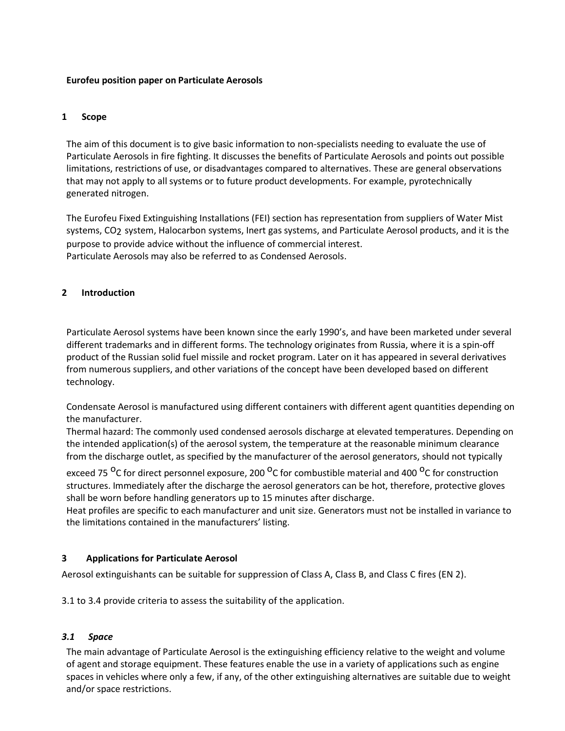**Eurofeu position paper on Particulate Aerosols**

## 1 Scope

The aim of this document is to give basic information to non-specialists needing to evaluate the use of Particulate Aerosols in fire fighting. It discusses the benefits of Particulate Aerosols and points out possible limitations, restrictions of use, or disadvantages compared to alternatives. These are general observations that may not apply to all systems or to future product developments. For example, pyrotechnically generated nitrogen.

The Eurofeu Fixed Extinguishing Installations (FEI) section has representation from suppliers of Water Mist systems, $CO_2$ system, Halocarbon systems, Inert gas systems, and Particulate Aerosol products, and it is the purpose to provide advice without the influence of commercial interest.
Particulate Aerosols may also be referred to as Condensed Aerosols.

## 2 Introduction

Particulate Aerosol systems have been known since the early 1990's, and have been marketed under several different trademarks and in different forms. The technology originates from Russia, where it is a spin-off product of the Russian solid fuel missile and rocket program. Later on it has appeared in several derivatives from numerous suppliers, and other variations of the concept have been developed based on different technology.

Condensate Aerosol is manufactured using different containers with different agent quantities depending on the manufacturer.
Thermal hazard: The commonly used condensed aerosols discharge at elevated temperatures. Depending on the intended application(s) of the aerosol system, the temperature at the reasonable minimum clearance from the discharge outlet, as specified by the manufacturer of the aerosol generators, should not typically exceed 75 $^{o}$C for direct personnel exposure, 200 $^{o}$C for combustible material and 400 $^{o}$C for construction structures. Immediately after the discharge the aerosol generators can be hot, therefore, protective gloves shall be worn before handling generators up to 15 minutes after discharge.
Heat profiles are specific to each manufacturer and unit size. Generators must not be installed in variance to the limitations contained in the manufacturers' listing.

## 3 Applications for Particulate Aerosol

Aerosol extinguishants can be suitable for suppression of Class A, Class B, and Class C fires (EN 2).

3.1 to 3.4 provide criteria to assess the suitability of the application.

### *3.1 Space*

The main advantage of Particulate Aerosol is the extinguishing efficiency relative to the weight and volume of agent and storage equipment. These features enable the use in a variety of applications such as engine spaces in vehicles where only a few, if any, of the other extinguishing alternatives are suitable due to weight and/or space restrictions.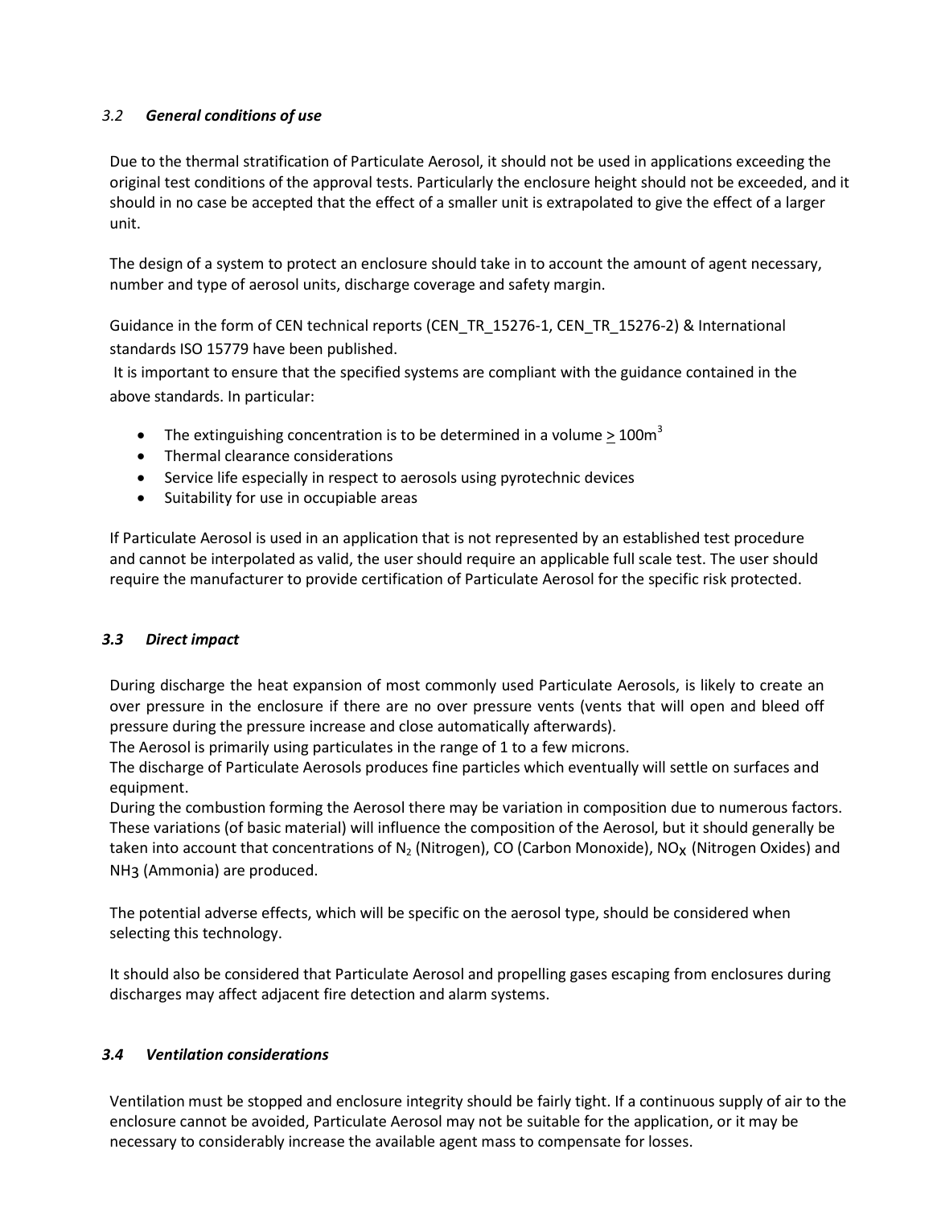### *3.2 General conditions of use*

Due to the thermal stratification of Particulate Aerosol, it should not be used in applications exceeding the original test conditions of the approval tests. Particularly the enclosure height should not be exceeded, and it should in no case be accepted that the effect of a smaller unit is extrapolated to give the effect of a larger unit.

The design of a system to protect an enclosure should take in to account the amount of agent necessary, number and type of aerosol units, discharge coverage and safety margin.

Guidance in the form of CEN technical reports (CEN_TR_15276-1, CEN_TR_15276-2) & International standards ISO 15779 have been published.

It is important to ensure that the specified systems are compliant with the guidance contained in the above standards. In particular:

- The extinguishing concentration is to be determined in a volume $\geq 100\text{m}^3$
- Thermal clearance considerations
- Service life especially in respect to aerosols using pyrotechnic devices
- Suitability for use in occupiable areas

If Particulate Aerosol is used in an application that is not represented by an established test procedure and cannot be interpolated as valid, the user should require an applicable full scale test. The user should require the manufacturer to provide certification of Particulate Aerosol for the specific risk protected.

### *3.3 Direct impact*

During discharge the heat expansion of most commonly used Particulate Aerosols, is likely to create an over pressure in the enclosure if there are no over pressure vents (vents that will open and bleed off pressure during the pressure increase and close automatically afterwards).

The Aerosol is primarily using particulates in the range of 1 to a few microns.

The discharge of Particulate Aerosols produces fine particles which eventually will settle on surfaces and equipment.

During the combustion forming the Aerosol there may be variation in composition due to numerous factors. These variations (of basic material) will influence the composition of the Aerosol, but it should generally be taken into account that concentrations of $N_2$ (Nitrogen), CO (Carbon Monoxide), $NO_X$ (Nitrogen Oxides) and $NH_3$ (Ammonia) are produced.

The potential adverse effects, which will be specific on the aerosol type, should be considered when selecting this technology.

It should also be considered that Particulate Aerosol and propelling gases escaping from enclosures during discharges may affect adjacent fire detection and alarm systems.

### *3.4 Ventilation considerations*

Ventilation must be stopped and enclosure integrity should be fairly tight. If a continuous supply of air to the enclosure cannot be avoided, Particulate Aerosol may not be suitable for the application, or it may be necessary to considerably increase the available agent mass to compensate for losses.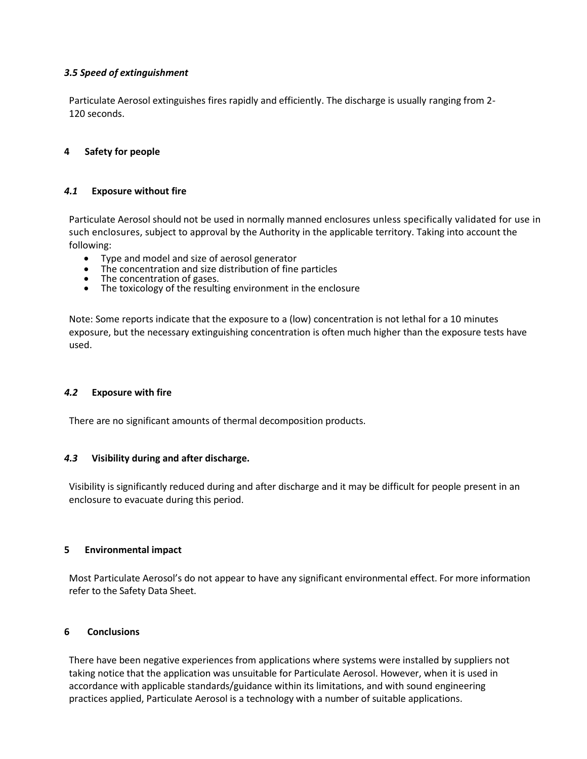### *3.5 Speed of extinguishment*

Particulate Aerosol extinguishes fires rapidly and efficiently. The discharge is usually ranging from 2-120 seconds.

## 4 Safety for people

### *4.1* Exposure without fire

Particulate Aerosol should not be used in normally manned enclosures unless specifically validated for use in such enclosures, subject to approval by the Authority in the applicable territory. Taking into account the following:

- Type and model and size of aerosol generator
- The concentration and size distribution of fine particles
- The concentration of gases.
- The toxicology of the resulting environment in the enclosure

Note: Some reports indicate that the exposure to a (low) concentration is not lethal for a 10 minutes exposure, but the necessary extinguishing concentration is often much higher than the exposure tests have used.

### *4.2* Exposure with fire

There are no significant amounts of thermal decomposition products.

### *4.3* Visibility during and after discharge.

Visibility is significantly reduced during and after discharge and it may be difficult for people present in an enclosure to evacuate during this period.

## 5 Environmental impact

Most Particulate Aerosol's do not appear to have any significant environmental effect. For more information refer to the Safety Data Sheet.

## 6 Conclusions

There have been negative experiences from applications where systems were installed by suppliers not taking notice that the application was unsuitable for Particulate Aerosol. However, when it is used in accordance with applicable standards/guidance within its limitations, and with sound engineering practices applied, Particulate Aerosol is a technology with a number of suitable applications.